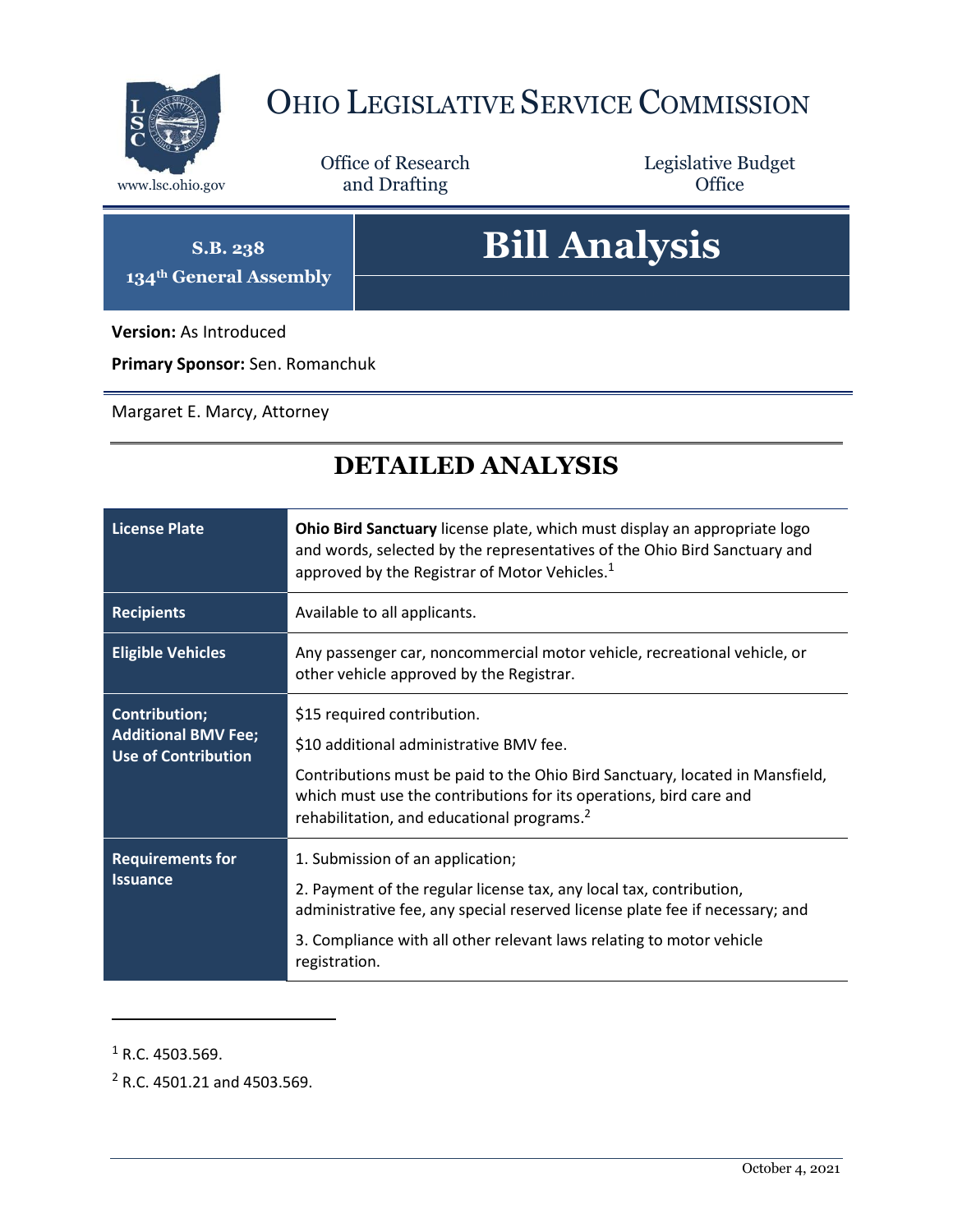# OHIO LEGISLATIVE SERVICE COMMISSION

www.lsc.ohio.gov

Office of Research and Drafting

Legislative Budget Office

**S.B. 238**
**134th General Assembly**

# Bill Analysis

**Version:** As Introduced

**Primary Sponsor:** Sen. Romanchuk

Margaret E. Marcy, Attorney

## DETAILED ANALYSIS

| | |
|---|---|
| **License Plate** | **Ohio Bird Sanctuary** license plate, which must display an appropriate logo and words, selected by the representatives of the Ohio Bird Sanctuary and approved by the Registrar of Motor Vehicles.[1] |
| **Recipients** | Available to all applicants. |
| **Eligible Vehicles** | Any passenger car, noncommercial motor vehicle, recreational vehicle, or other vehicle approved by the Registrar. |
| **Contribution; Additional BMV Fee; Use of Contribution** | $15 required contribution.<br><br>$10 additional administrative BMV fee.<br><br>Contributions must be paid to the Ohio Bird Sanctuary, located in Mansfield, which must use the contributions for its operations, bird care and rehabilitation, and educational programs.[2] |
| **Requirements for Issuance** | 1. Submission of an application;<br><br>2. Payment of the regular license tax, any local tax, contribution, administrative fee, any special reserved license plate fee if necessary; and<br><br>3. Compliance with all other relevant laws relating to motor vehicle registration. |

[1] R.C. 4503.569.

[2] R.C. 4501.21 and 4503.569.

October 4, 2021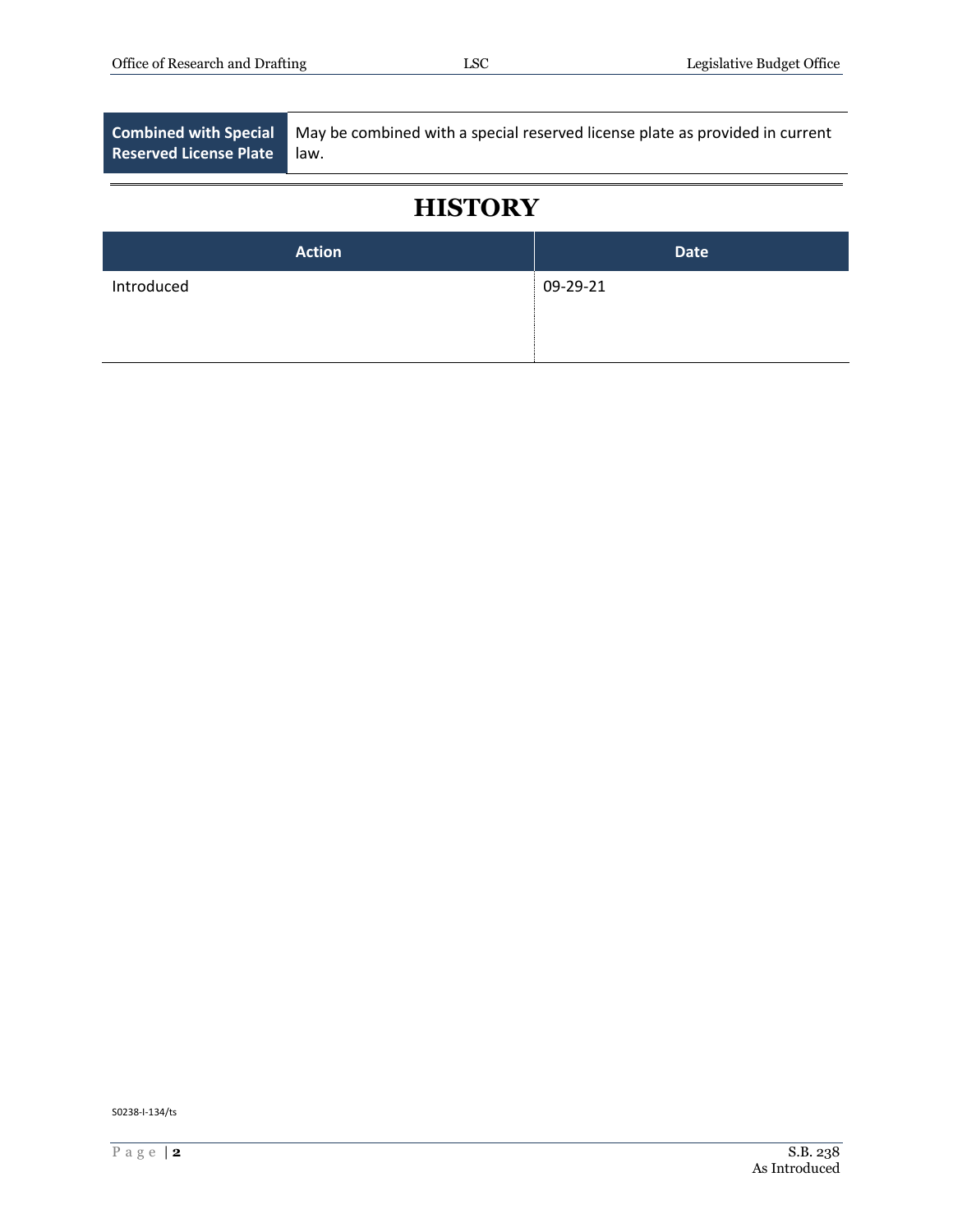| | |
|---|---|
| **Combined with Special Reserved License Plate** | May be combined with a special reserved license plate as provided in current law. |

# HISTORY

| Action | Date |
|---|---|
| Introduced | 09-29-21 |

S0238-I-134/ts